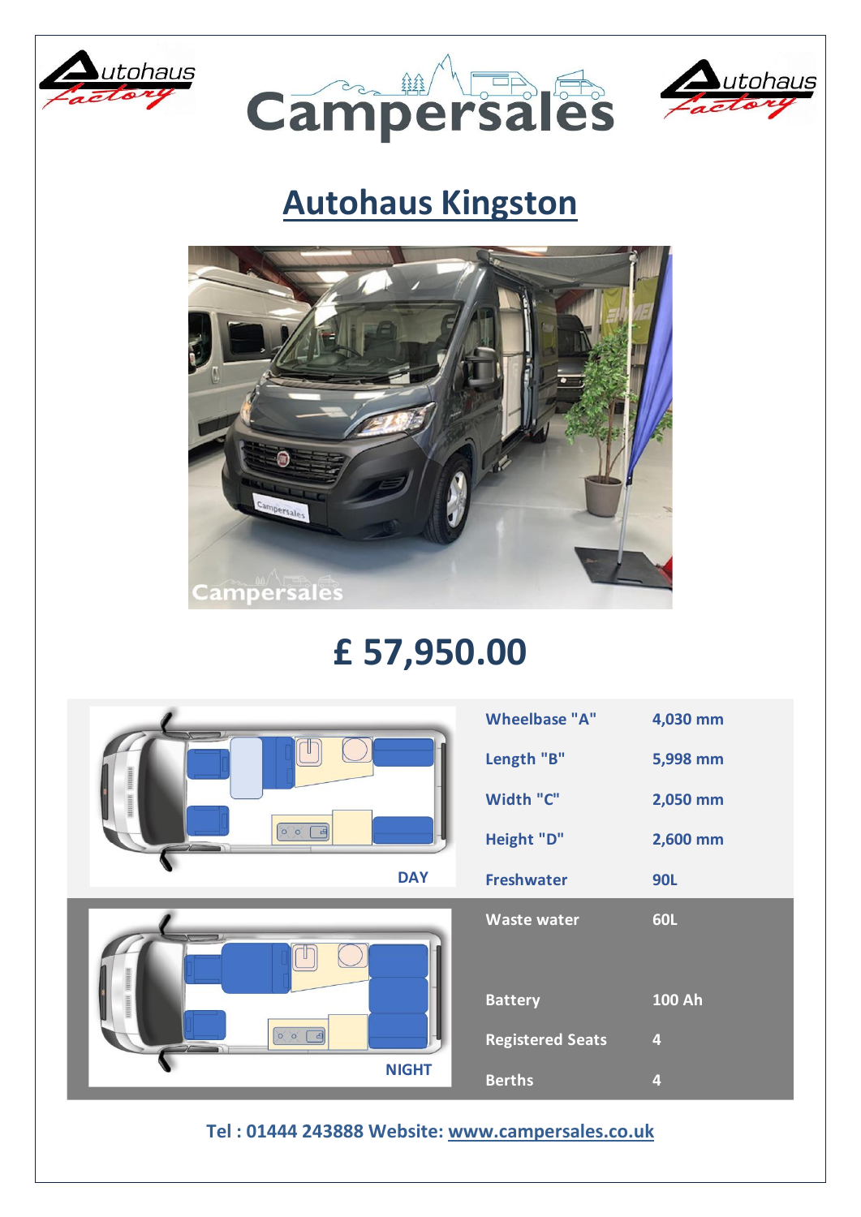# Autohaus Kingston

# £ 57,950.00

DAY

NIGHT

| | |
|---|---|
| Wheelbase "A" | 4,030 mm |
| Length "B" | 5,998 mm |
| Width "C" | 2,050 mm |
| Height "D" | 2,600 mm |
| Freshwater | 90L |
| Waste water | 60L |
| Battery | 100 Ah |
| Registered Seats | 4 |
| Berths | 4 |

Tel : 01444 243888 Website: www.campersales.co.uk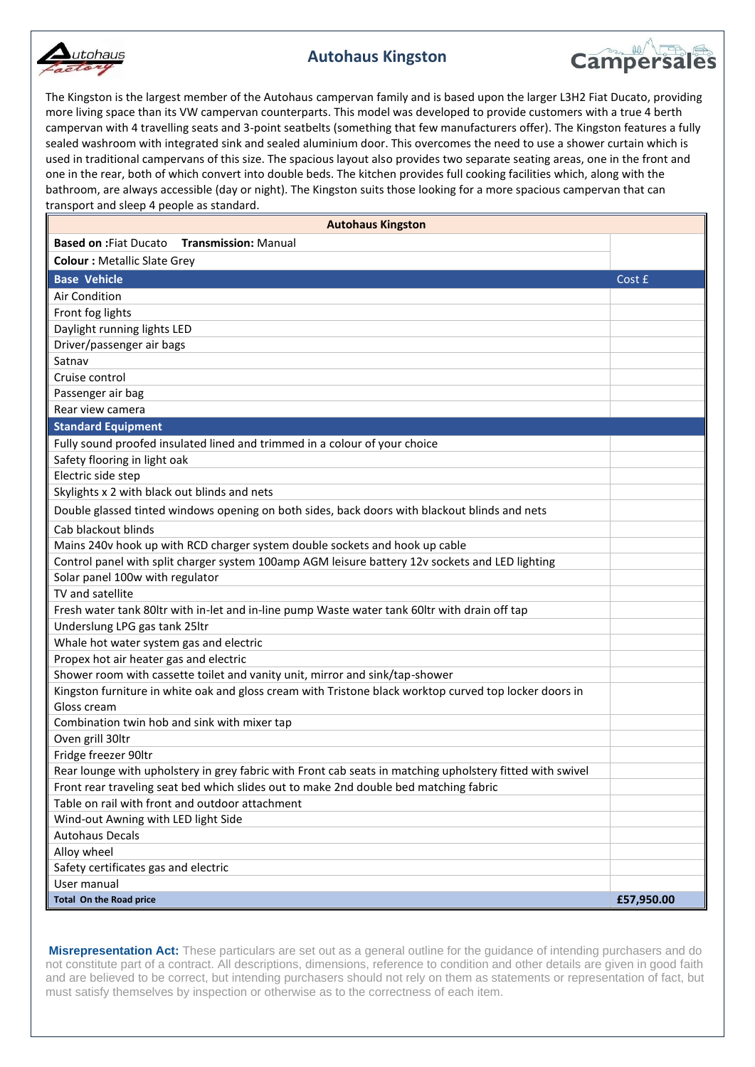# Autohaus Kingston

The Kingston is the largest member of the Autohaus campervan family and is based upon the larger L3H2 Fiat Ducato, providing more living space than its VW campervan counterparts. This model was developed to provide customers with a true 4 berth campervan with 4 travelling seats and 3-point seatbelts (something that few manufacturers offer). The Kingston features a fully sealed washroom with integrated sink and sealed aluminium door. This overcomes the need to use a shower curtain which is used in traditional campervans of this size. The spacious layout also provides two separate seating areas, one in the front and one in the rear, both of which convert into double beds. The kitchen provides full cooking facilities which, along with the bathroom, are always accessible (day or night). The Kingston suits those looking for a more spacious campervan that can transport and sleep 4 people as standard.

| **Autohaus Kingston** | |
|---|---|
| **Based on :**Fiat Ducato **Transmission:** Manual | |
| **Colour :** Metallic Slate Grey | |
| **Base Vehicle** | Cost £ |
| Air Condition | |
| Front fog lights | |
| Daylight running lights LED | |
| Driver/passenger air bags | |
| Satnav | |
| Cruise control | |
| Passenger air bag | |
| Rear view camera | |
| **Standard Equipment** | |
| Fully sound proofed insulated lined and trimmed in a colour of your choice | |
| Safety flooring in light oak | |
| Electric side step | |
| Skylights x 2 with black out blinds and nets | |
| Double glassed tinted windows opening on both sides, back doors with blackout blinds and nets | |
| Cab blackout blinds | |
| Mains 240v hook up with RCD charger system double sockets and hook up cable | |
| Control panel with split charger system 100amp AGM leisure battery 12v sockets and LED lighting | |
| Solar panel 100w with regulator | |
| TV and satellite | |
| Fresh water tank 80ltr with in-let and in-line pump Waste water tank 60ltr with drain off tap | |
| Underslung LPG gas tank 25ltr | |
| Whale hot water system gas and electric | |
| Propex hot air heater gas and electric | |
| Shower room with cassette toilet and vanity unit, mirror and sink/tap-shower | |
| Kingston furniture in white oak and gloss cream with Tristone black worktop curved top locker doors in Gloss cream | |
| Combination twin hob and sink with mixer tap | |
| Oven grill 30ltr | |
| Fridge freezer 90ltr | |
| Rear lounge with upholstery in grey fabric with Front cab seats in matching upholstery fitted with swivel | |
| Front rear traveling seat bed which slides out to make 2nd double bed matching fabric | |
| Table on rail with front and outdoor attachment | |
| Wind-out Awning with LED light Side | |
| Autohaus Decals | |
| Alloy wheel | |
| Safety certificates gas and electric | |
| User manual | |
| **Total On the Road price** | **£57,950.00** |

**Misrepresentation Act:** These particulars are set out as a general outline for the guidance of intending purchasers and do not constitute part of a contract. All descriptions, dimensions, reference to condition and other details are given in good faith and are believed to be correct, but intending purchasers should not rely on them as statements or representation of fact, but must satisfy themselves by inspection or otherwise as to the correctness of each item.